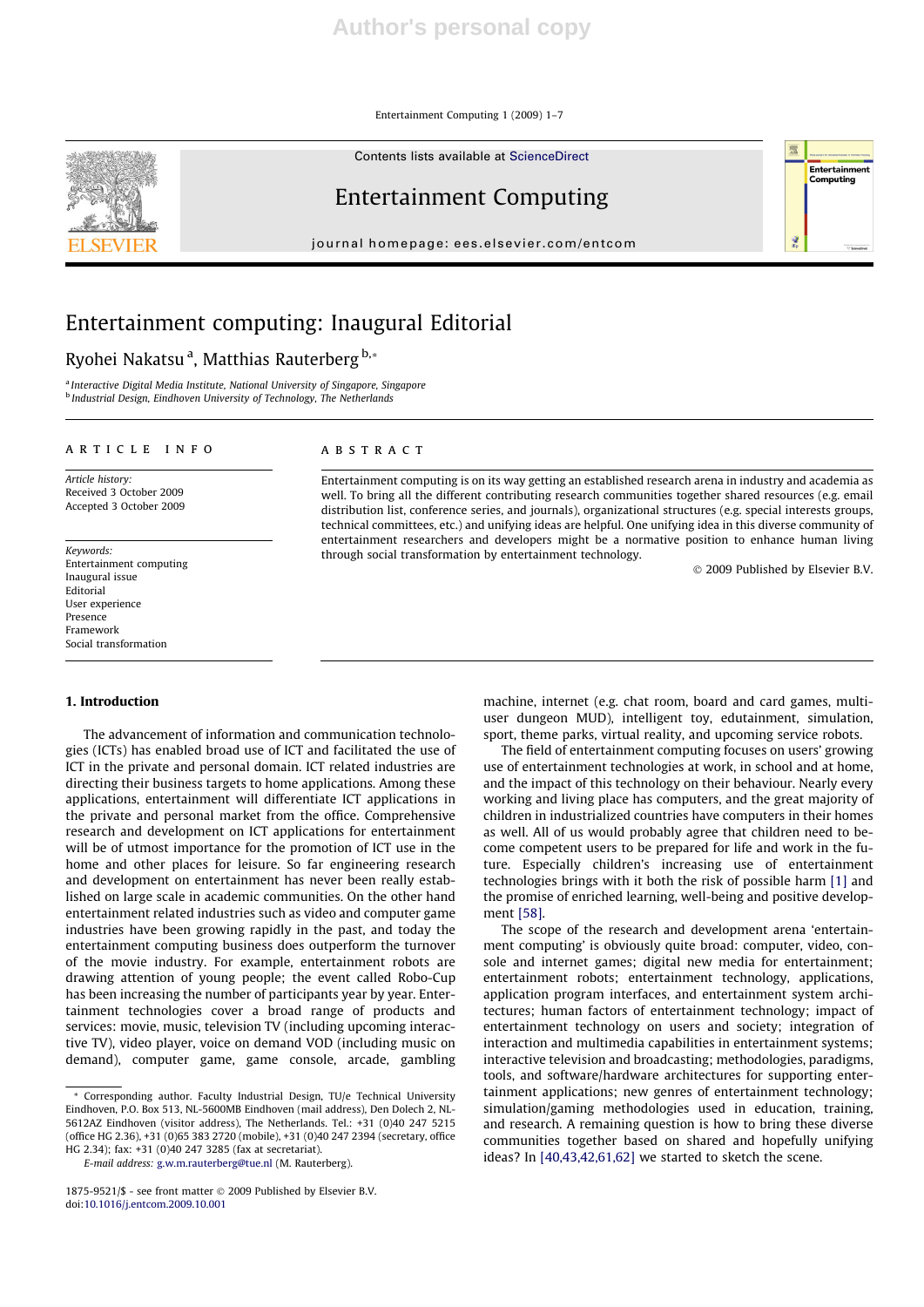# Entertainment computing: Inaugural Editorial

Ryohei Nakatsu [a], Matthias Rauterberg [b,*]

[a] Interactive Digital Media Institute, National University of Singapore, Singapore
[b] Industrial Design, Eindhoven University of Technology, The Netherlands

**ARTICLE INFO**

*Article history:*
Received 3 October 2009
Accepted 3 October 2009

*Keywords:*
Entertainment computing
Inaugural issue
Editorial
User experience
Presence
Framework
Social transformation

**ABSTRACT**

Entertainment computing is on its way getting an established research arena in industry and academia as well. To bring all the different contributing research communities together shared resources (e.g. email distribution list, conference series, and journals), organizational structures (e.g. special interests groups, technical committees, etc.) and unifying ideas are helpful. One unifying idea in this diverse community of entertainment researchers and developers might be a normative position to enhance human living through social transformation by entertainment technology.

© 2009 Published by Elsevier B.V.

## 1. Introduction

The advancement of information and communication technologies (ICTs) has enabled broad use of ICT and facilitated the use of ICT in the private and personal domain. ICT related industries are directing their business targets to home applications. Among these applications, entertainment will differentiate ICT applications in the private and personal market from the office. Comprehensive research and development on ICT applications for entertainment will be of utmost importance for the promotion of ICT use in the home and other places for leisure. So far engineering research and development on entertainment has never been really established on large scale in academic communities. On the other hand entertainment related industries such as video and computer game industries have been growing rapidly in the past, and today the entertainment computing business does outperform the turnover of the movie industry. For example, entertainment robots are drawing attention of young people; the event called Robo-Cup has been increasing the number of participants year by year. Entertainment technologies cover a broad range of products and services: movie, music, television TV (including upcoming interactive TV), video player, voice on demand VOD (including music on demand), computer game, game console, arcade, gambling machine, internet (e.g. chat room, board and card games, multiuser dungeon MUD), intelligent toy, edutainment, simulation, sport, theme parks, virtual reality, and upcoming service robots.

The field of entertainment computing focuses on users' growing use of entertainment technologies at work, in school and at home, and the impact of this technology on their behaviour. Nearly every working and living place has computers, and the great majority of children in industrialized countries have computers in their homes as well. All of us would probably agree that children need to become competent users to be prepared for life and work in the future. Especially children's increasing use of entertainment technologies brings with it both the risk of possible harm [1] and the promise of enriched learning, well-being and positive development [58].

The scope of the research and development arena 'entertainment computing' is obviously quite broad: computer, video, console and internet games; digital new media for entertainment; entertainment robots; entertainment technology, applications, application program interfaces, and entertainment system architectures; human factors of entertainment technology; impact of entertainment technology on users and society; integration of interaction and multimedia capabilities in entertainment systems; interactive television and broadcasting; methodologies, paradigms, tools, and software/hardware architectures for supporting entertainment applications; new genres of entertainment technology; simulation/gaming methodologies used in education, training, and research. A remaining question is how to bring these diverse communities together based on shared and hopefully unifying ideas? In [40,43,42,61,62] we started to sketch the scene.

---

* Corresponding author. Faculty Industrial Design, TU/e Technical University Eindhoven, P.O. Box 513, NL-5600MB Eindhoven (mail address), Den Dolech 2, NL-5612AZ Eindhoven (visitor address), The Netherlands. Tel.: +31 (0)40 247 5215 (office HG 2.36), +31 (0)65 383 2720 (mobile), +31 (0)40 247 2394 (secretary, office HG 2.34); fax: +31 (0)40 247 3285 (fax at secretariat).

*E-mail address:* g.w.m.rauterberg@tue.nl (M. Rauterberg).

1875-9521/$ - see front matter © 2009 Published by Elsevier B.V.
doi:10.1016/j.entcom.2009.10.001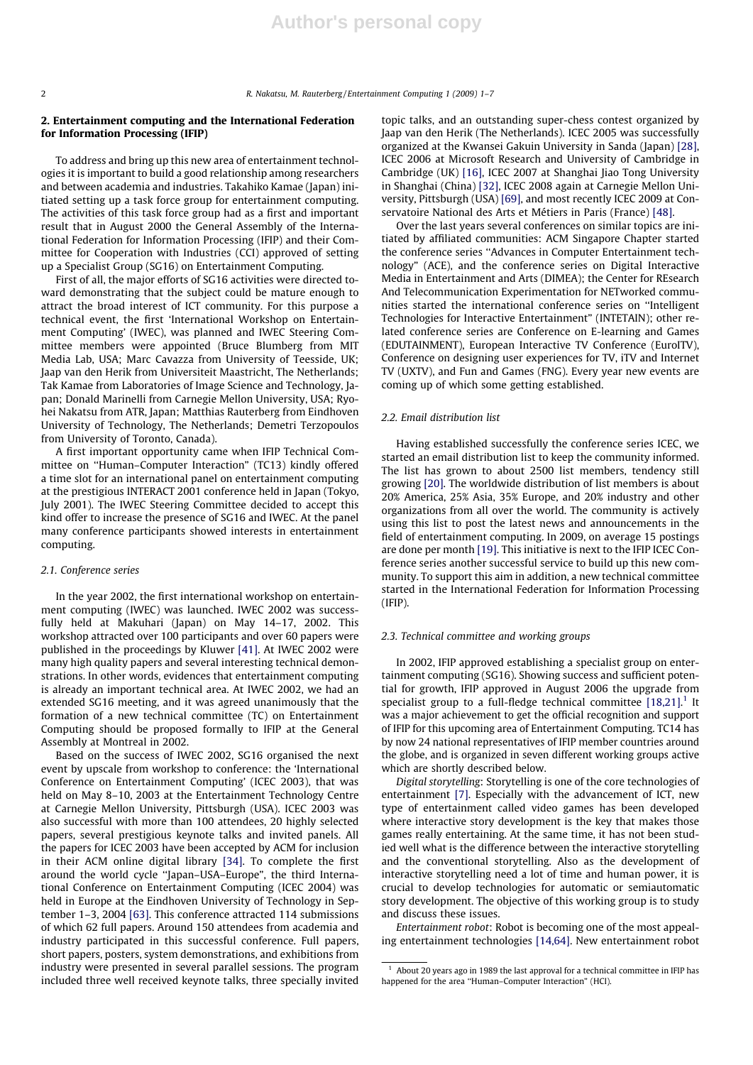## 2. Entertainment computing and the International Federation for Information Processing (IFIP)

To address and bring up this new area of entertainment technologies it is important to build a good relationship among researchers and between academia and industries. Takahiko Kamae (Japan) initiated setting up a task force group for entertainment computing. The activities of this task force group had as a first and important result that in August 2000 the General Assembly of the International Federation for Information Processing (IFIP) and their Committee for Cooperation with Industries (CCI) approved of setting up a Specialist Group (SG16) on Entertainment Computing.

First of all, the major efforts of SG16 activities were directed toward demonstrating that the subject could be mature enough to attract the broad interest of ICT community. For this purpose a technical event, the first 'International Workshop on Entertainment Computing' (IWEC), was planned and IWEC Steering Committee members were appointed (Bruce Blumberg from MIT Media Lab, USA; Marc Cavazza from University of Teesside, UK; Jaap van den Herik from Universiteit Maastricht, The Netherlands; Tak Kamae from Laboratories of Image Science and Technology, Japan; Donald Marinelli from Carnegie Mellon University, USA; Ryohei Nakatsu from ATR, Japan; Matthias Rauterberg from Eindhoven University of Technology, The Netherlands; Demetri Terzopoulos from University of Toronto, Canada).

A first important opportunity came when IFIP Technical Committee on "Human–Computer Interaction" (TC13) kindly offered a time slot for an international panel on entertainment computing at the prestigious INTERACT 2001 conference held in Japan (Tokyo, July 2001). The IWEC Steering Committee decided to accept this kind offer to increase the presence of SG16 and IWEC. At the panel many conference participants showed interests in entertainment computing.

### 2.1. Conference series

In the year 2002, the first international workshop on entertainment computing (IWEC) was launched. IWEC 2002 was successfully held at Makuhari (Japan) on May 14–17, 2002. This workshop attracted over 100 participants and over 60 papers were published in the proceedings by Kluwer [41]. At IWEC 2002 were many high quality papers and several interesting technical demonstrations. In other words, evidences that entertainment computing is already an important technical area. At IWEC 2002, we had an extended SG16 meeting, and it was agreed unanimously that the formation of a new technical committee (TC) on Entertainment Computing should be proposed formally to IFIP at the General Assembly at Montreal in 2002.

Based on the success of IWEC 2002, SG16 organised the next event by upscale from workshop to conference: the 'International Conference on Entertainment Computing' (ICEC 2003), that was held on May 8–10, 2003 at the Entertainment Technology Centre at Carnegie Mellon University, Pittsburgh (USA). ICEC 2003 was also successful with more than 100 attendees, 20 highly selected papers, several prestigious keynote talks and invited panels. All the papers for ICEC 2003 have been accepted by ACM for inclusion in their ACM online digital library [34]. To complete the first around the world cycle "Japan–USA–Europe", the third International Conference on Entertainment Computing (ICEC 2004) was held in Europe at the Eindhoven University of Technology in September 1–3, 2004 [63]. This conference attracted 114 submissions of which 62 full papers. Around 150 attendees from academia and industry participated in this successful conference. Full papers, short papers, posters, system demonstrations, and exhibitions from industry were presented in several parallel sessions. The program included three well received keynote talks, three specially invited topic talks, and an outstanding super-chess contest organized by Jaap van den Herik (The Netherlands). ICEC 2005 was successfully organized at the Kwansei Gakuin University in Sanda (Japan) [28], ICEC 2006 at Microsoft Research and University of Cambridge in Cambridge (UK) [16], ICEC 2007 at Shanghai Jiao Tong University in Shanghai (China) [32], ICEC 2008 again at Carnegie Mellon University, Pittsburgh (USA) [69], and most recently ICEC 2009 at Conservatoire National des Arts et Métiers in Paris (France) [48].

Over the last years several conferences on similar topics are initiated by affiliated communities: ACM Singapore Chapter started the conference series "Advances in Computer Entertainment technology" (ACE), and the conference series on Digital Interactive Media in Entertainment and Arts (DIMEA); the Center for REsearch And Telecommunication Experimentation for NETworked communities started the international conference series on "Intelligent Technologies for Interactive Entertainment" (INTETAIN); other related conference series are Conference on E-learning and Games (EDUTAINMENT), European Interactive TV Conference (EuroITV), Conference on designing user experiences for TV, iTV and Internet TV (UXTV), and Fun and Games (FNG). Every year new events are coming up of which some getting established.

### 2.2. Email distribution list

Having established successfully the conference series ICEC, we started an email distribution list to keep the community informed. The list has grown to about 2500 list members, tendency still growing [20]. The worldwide distribution of list members is about 20% America, 25% Asia, 35% Europe, and 20% industry and other organizations from all over the world. The community is actively using this list to post the latest news and announcements in the field of entertainment computing. In 2009, on average 15 postings are done per month [19]. This initiative is next to the IFIP ICEC Conference series another successful service to build up this new community. To support this aim in addition, a new technical committee started in the International Federation for Information Processing (IFIP).

### 2.3. Technical committee and working groups

In 2002, IFIP approved establishing a specialist group on entertainment computing (SG16). Showing success and sufficient potential for growth, IFIP approved in August 2006 the upgrade from specialist group to a full-fledge technical committee [18,21].[1] It was a major achievement to get the official recognition and support of IFIP for this upcoming area of Entertainment Computing. TC14 has by now 24 national representatives of IFIP member countries around the globe, and is organized in seven different working groups active which are shortly described below.

*Digital storytelling*: Storytelling is one of the core technologies of entertainment [7]. Especially with the advancement of ICT, new type of entertainment called video games has been developed where interactive story development is the key that makes those games really entertaining. At the same time, it has not been studied well what is the difference between the interactive storytelling and the conventional storytelling. Also as the development of interactive storytelling need a lot of time and human power, it is crucial to develop technologies for automatic or semiautomatic story development. The objective of this working group is to study and discuss these issues.

*Entertainment robot*: Robot is becoming one of the most appealing entertainment technologies [14,64]. New entertainment robot

[1] About 20 years ago in 1989 the last approval for a technical committee in IFIP has happened for the area "Human–Computer Interaction" (HCI).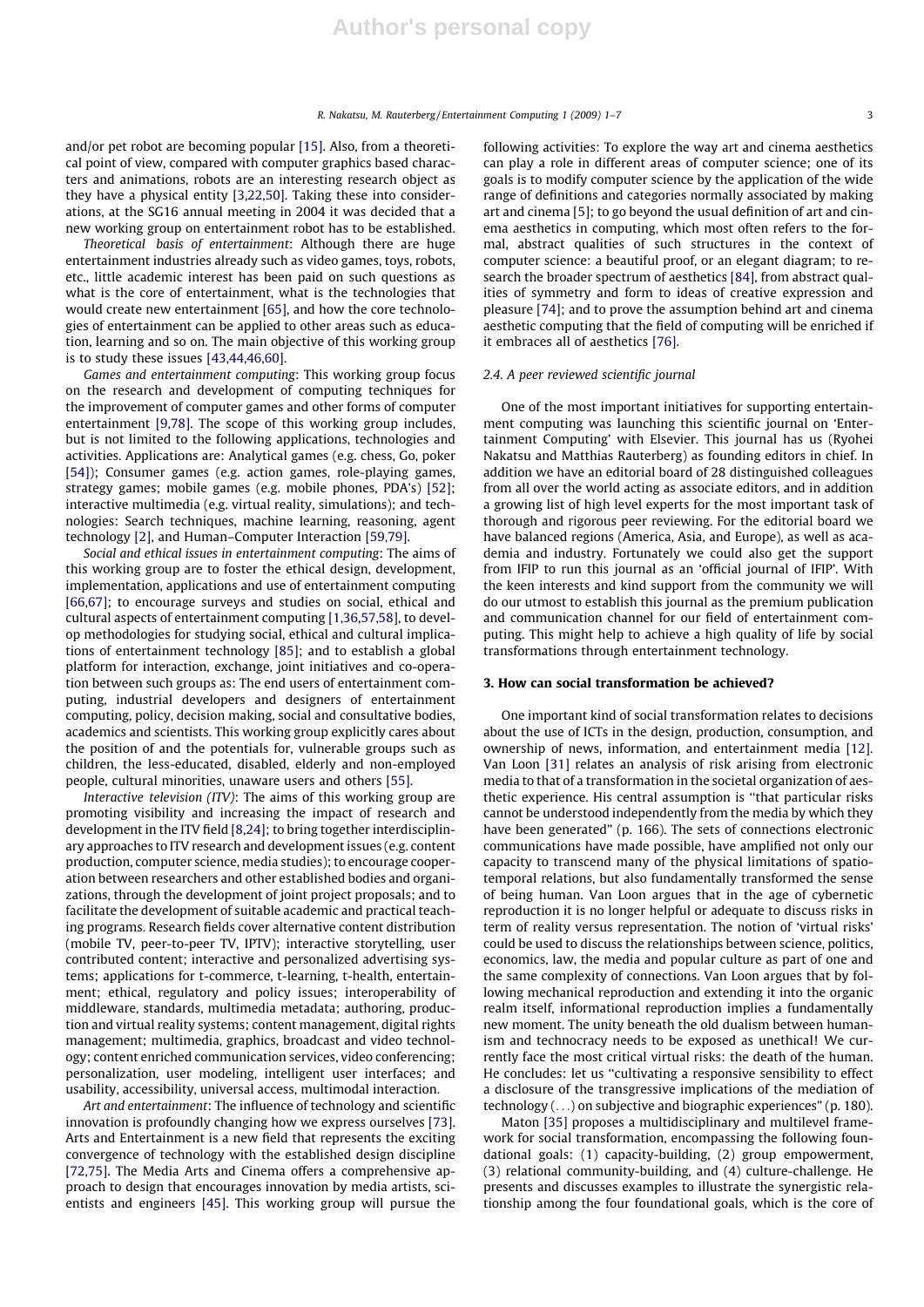and/or pet robot are becoming popular [15]. Also, from a theoretical point of view, compared with computer graphics based characters and animations, robots are an interesting research object as they have a physical entity [3,22,50]. Taking these into considerations, at the SG16 annual meeting in 2004 it was decided that a new working group on entertainment robot has to be established.

*Theoretical basis of entertainment*: Although there are huge entertainment industries already such as video games, toys, robots, etc., little academic interest has been paid on such questions as what is the core of entertainment, what is the technologies that would create new entertainment [65], and how the core technologies of entertainment can be applied to other areas such as education, learning and so on. The main objective of this working group is to study these issues [43,44,46,60].

*Games and entertainment computing*: This working group focus on the research and development of computing techniques for the improvement of computer games and other forms of computer entertainment [9,78]. The scope of this working group includes, but is not limited to the following applications, technologies and activities. Applications are: Analytical games (e.g. chess, Go, poker [54]); Consumer games (e.g. action games, role-playing games, strategy games; mobile games (e.g. mobile phones, PDA's) [52]; interactive multimedia (e.g. virtual reality, simulations); and technologies: Search techniques, machine learning, reasoning, agent technology [2], and Human–Computer Interaction [59,79].

*Social and ethical issues in entertainment computing*: The aims of this working group are to foster the ethical design, development, implementation, applications and use of entertainment computing [66,67]; to encourage surveys and studies on social, ethical and cultural aspects of entertainment computing [1,36,57,58], to develop methodologies for studying social, ethical and cultural implications of entertainment technology [85]; and to establish a global platform for interaction, exchange, joint initiatives and co-operation between such groups as: The end users of entertainment computing, industrial developers and designers of entertainment computing, policy, decision making, social and consultative bodies, academics and scientists. This working group explicitly cares about the position of and the potentials for, vulnerable groups such as children, the less-educated, disabled, elderly and non-employed people, cultural minorities, unaware users and others [55].

*Interactive television (ITV)*: The aims of this working group are promoting visibility and increasing the impact of research and development in the ITV field [8,24]; to bring together interdisciplinary approaches to ITV research and development issues (e.g. content production, computer science, media studies); to encourage cooperation between researchers and other established bodies and organizations, through the development of joint project proposals; and to facilitate the development of suitable academic and practical teaching programs. Research fields cover alternative content distribution (mobile TV, peer-to-peer TV, IPTV); interactive storytelling, user contributed content; interactive and personalized advertising systems; applications for t-commerce, t-learning, t-health, entertainment; ethical, regulatory and policy issues; interoperability of middleware, standards, multimedia metadata; authoring, production and virtual reality systems; content management, digital rights management; multimedia, graphics, broadcast and video technology; content enriched communication services, video conferencing; personalization, user modeling, intelligent user interfaces; and usability, accessibility, universal access, multimodal interaction.

*Art and entertainment*: The influence of technology and scientific innovation is profoundly changing how we express ourselves [73]. Arts and Entertainment is a new field that represents the exciting convergence of technology with the established design discipline [72,75]. The Media Arts and Cinema offers a comprehensive approach to design that encourages innovation by media artists, scientists and engineers [45]. This working group will pursue the following activities: To explore the way art and cinema aesthetics can play a role in different areas of computer science; one of its goals is to modify computer science by the application of the wide range of definitions and categories normally associated by making art and cinema [5]; to go beyond the usual definition of art and cinema aesthetics in computing, which most often refers to the formal, abstract qualities of such structures in the context of computer science: a beautiful proof, or an elegant diagram; to research the broader spectrum of aesthetics [84], from abstract qualities of symmetry and form to ideas of creative expression and pleasure [74]; and to prove the assumption behind art and cinema aesthetic computing that the field of computing will be enriched if it embraces all of aesthetics [76].

### 2.4. A peer reviewed scientific journal

One of the most important initiatives for supporting entertainment computing was launching this scientific journal on 'Entertainment Computing' with Elsevier. This journal has us (Ryohei Nakatsu and Matthias Rauterberg) as founding editors in chief. In addition we have an editorial board of 28 distinguished colleagues from all over the world acting as associate editors, and in addition a growing list of high level experts for the most important task of thorough and rigorous peer reviewing. For the editorial board we have balanced regions (America, Asia, and Europe), as well as academia and industry. Fortunately we could also get the support from IFIP to run this journal as an 'official journal of IFIP'. With the keen interests and kind support from the community we will do our utmost to establish this journal as the premium publication and communication channel for our field of entertainment computing. This might help to achieve a high quality of life by social transformations through entertainment technology.

## 3. How can social transformation be achieved?

One important kind of social transformation relates to decisions about the use of ICTs in the design, production, consumption, and ownership of news, information, and entertainment media [12]. Van Loon [31] relates an analysis of risk arising from electronic media to that of a transformation in the societal organization of aesthetic experience. His central assumption is "that particular risks cannot be understood independently from the media by which they have been generated" (p. 166). The sets of connections electronic communications have made possible, have amplified not only our capacity to transcend many of the physical limitations of spatio-temporal relations, but also fundamentally transformed the sense of being human. Van Loon argues that in the age of cybernetic reproduction it is no longer helpful or adequate to discuss risks in term of reality versus representation. The notion of 'virtual risks' could be used to discuss the relationships between science, politics, economics, law, the media and popular culture as part of one and the same complexity of connections. Van Loon argues that by following mechanical reproduction and extending it into the organic realm itself, informational reproduction implies a fundamentally new moment. The unity beneath the old dualism between humanism and technocracy needs to be exposed as unethical! We currently face the most critical virtual risks: the death of the human. He concludes: let us "cultivating a responsive sensibility to effect a disclosure of the transgressive implications of the mediation of technology (...) on subjective and biographic experiences" (p. 180).

Maton [35] proposes a multidisciplinary and multilevel framework for social transformation, encompassing the following foundational goals: (1) capacity-building, (2) group empowerment, (3) relational community-building, and (4) culture-challenge. He presents and discusses examples to illustrate the synergistic relationship among the four foundational goals, which is the core of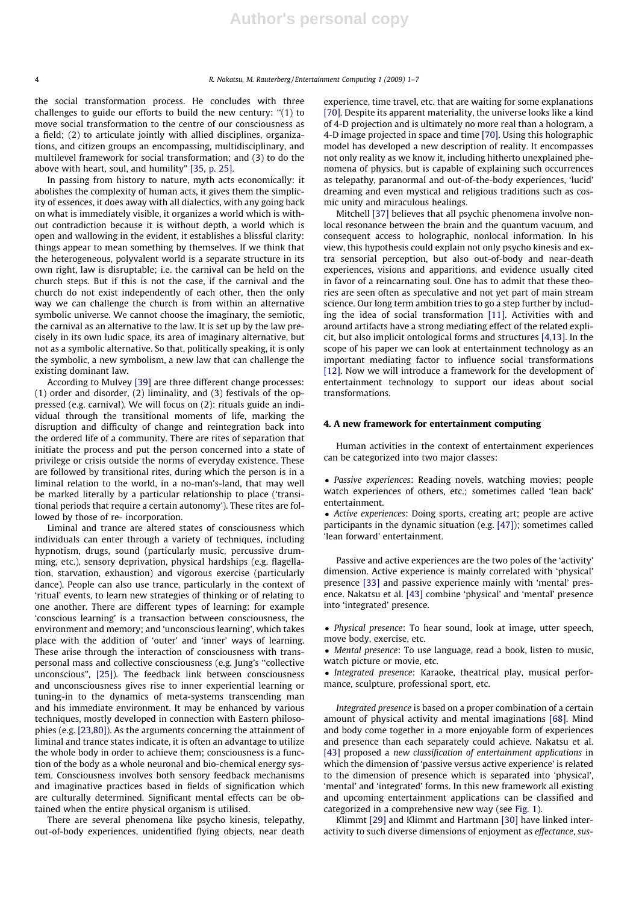the social transformation process. He concludes with three challenges to guide our efforts to build the new century: "(1) to move social transformation to the centre of our consciousness as a field; (2) to articulate jointly with allied disciplines, organizations, and citizen groups an encompassing, multidisciplinary, and multilevel framework for social transformation; and (3) to do the above with heart, soul, and humility" [35, p. 25].

In passing from history to nature, myth acts economically: it abolishes the complexity of human acts, it gives them the simplicity of essences, it does away with all dialectics, with any going back on what is immediately visible, it organizes a world which is without contradiction because it is without depth, a world which is open and wallowing in the evident, it establishes a blissful clarity: things appear to mean something by themselves. If we think that the heterogeneous, polyvalent world is a separate structure in its own right, law is disruptable; i.e. the carnival can be held on the church steps. But if this is not the case, if the carnival and the church do not exist independently of each other, then the only way we can challenge the church is from within an alternative symbolic universe. We cannot choose the imaginary, the semiotic, the carnival as an alternative to the law. It is set up by the law precisely in its own ludic space, its area of imaginary alternative, but not as a symbolic alternative. So that, politically speaking, it is only the symbolic, a new symbolism, a new law that can challenge the existing dominant law.

According to Mulvey [39] are three different change processes: (1) order and disorder, (2) liminality, and (3) festivals of the oppressed (e.g. carnival). We will focus on (2): rituals guide an individual through the transitional moments of life, marking the disruption and difficulty of change and reintegration back into the ordered life of a community. There are rites of separation that initiate the process and put the person concerned into a state of privilege or crisis outside the norms of everyday existence. These are followed by transitional rites, during which the person is in a liminal relation to the world, in a no-man's-land, that may well be marked literally by a particular relationship to place ('transitional periods that require a certain autonomy'). These rites are followed by those of re- incorporation.

Liminal and trance are altered states of consciousness which individuals can enter through a variety of techniques, including hypnotism, drugs, sound (particularly music, percussive drumming, etc.), sensory deprivation, physical hardships (e.g. flagellation, starvation, exhaustion) and vigorous exercise (particularly dance). People can also use trance, particularly in the context of 'ritual' events, to learn new strategies of thinking or of relating to one another. There are different types of learning: for example 'conscious learning' is a transaction between consciousness, the environment and memory; and 'unconscious learning', which takes place with the addition of 'outer' and 'inner' ways of learning. These arise through the interaction of consciousness with transpersonal mass and collective consciousness (e.g. Jung's "collective unconscious", [25]). The feedback link between consciousness and unconsciousness gives rise to inner experiential learning or tuning-in to the dynamics of meta-systems transcending man and his immediate environment. It may be enhanced by various techniques, mostly developed in connection with Eastern philosophies (e.g. [23,80]). As the arguments concerning the attainment of liminal and trance states indicate, it is often an advantage to utilize the whole body in order to achieve them; consciousness is a function of the body as a whole neuronal and bio-chemical energy system. Consciousness involves both sensory feedback mechanisms and imaginative practices based in fields of signification which are culturally determined. Significant mental effects can be obtained when the entire physical organism is utilised.

There are several phenomena like psycho kinesis, telepathy, out-of-body experiences, unidentified flying objects, near death experience, time travel, etc. that are waiting for some explanations [70]. Despite its apparent materiality, the universe looks like a kind of 4-D projection and is ultimately no more real than a hologram, a 4-D image projected in space and time [70]. Using this holographic model has developed a new description of reality. It encompasses not only reality as we know it, including hitherto unexplained phenomena of physics, but is capable of explaining such occurrences as telepathy, paranormal and out-of-the-body experiences, 'lucid' dreaming and even mystical and religious traditions such as cosmic unity and miraculous healings.

Mitchell [37] believes that all psychic phenomena involve nonlocal resonance between the brain and the quantum vacuum, and consequent access to holographic, nonlocal information. In his view, this hypothesis could explain not only psycho kinesis and extra sensorial perception, but also out-of-body and near-death experiences, visions and apparitions, and evidence usually cited in favor of a reincarnating soul. One has to admit that these theories are seen often as speculative and not yet part of main stream science. Our long term ambition tries to go a step further by including the idea of social transformation [11]. Activities with and around artifacts have a strong mediating effect of the related explicit, but also implicit ontological forms and structures [4,13]. In the scope of his paper we can look at entertainment technology as an important mediating factor to influence social transformations [12]. Now we will introduce a framework for the development of entertainment technology to support our ideas about social transformations.

## 4. A new framework for entertainment computing

Human activities in the context of entertainment experiences can be categorized into two major classes:

- *Passive experiences*: Reading novels, watching movies; people watch experiences of others, etc.; sometimes called 'lean back' entertainment.
- *Active experiences*: Doing sports, creating art; people are active participants in the dynamic situation (e.g. [47]); sometimes called 'lean forward' entertainment.

Passive and active experiences are the two poles of the 'activity' dimension. Active experience is mainly correlated with 'physical' presence [33] and passive experience mainly with 'mental' presence. Nakatsu et al. [43] combine 'physical' and 'mental' presence into 'integrated' presence.

- *Physical presence*: To hear sound, look at image, utter speech, move body, exercise, etc.
- *Mental presence*: To use language, read a book, listen to music, watch picture or movie, etc.
- *Integrated presence*: Karaoke, theatrical play, musical performance, sculpture, professional sport, etc.

*Integrated presence* is based on a proper combination of a certain amount of physical activity and mental imaginations [68]. Mind and body come together in a more enjoyable form of experiences and presence than each separately could achieve. Nakatsu et al. [43] proposed a *new classification of entertainment applications* in which the dimension of 'passive versus active experience' is related to the dimension of presence which is separated into 'physical', 'mental' and 'integrated' forms. In this new framework all existing and upcoming entertainment applications can be classified and categorized in a comprehensive new way (see Fig. 1).

Klimmt [29] and Klimmt and Hartmann [30] have linked interactivity to such diverse dimensions of enjoyment as *effectance*, *sus-*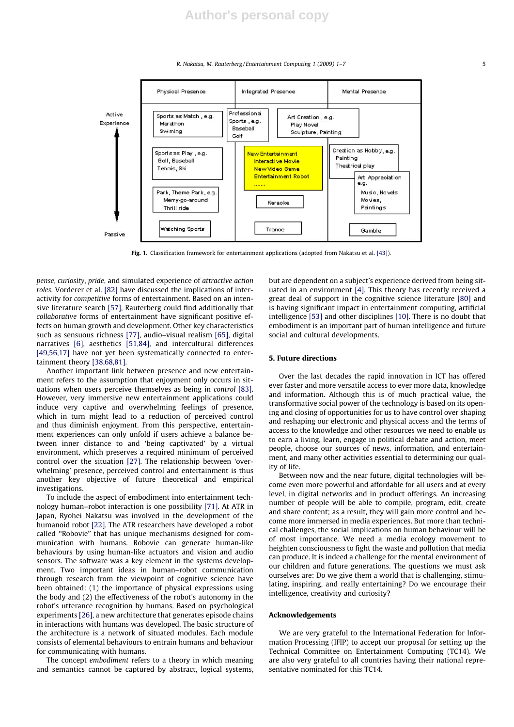| | Physical Presence | Integrated Presence | Mental Presence |
|---|---|---|---|
| Active Experience | Sports as Match, e.g. Marathon Swiming | Professional Sports, e.g. Baseball Golf; Art Creation, e.g. Play Novel Sculpture, Painting | |
| | Sports as Play, e.g. Golf, Baseball Tennis, Ski | New Entertainment Interactive Movie New Video Game Entertainment Robot ....... | Creation as Hobby, e.g. Painting Theatrical play |
| | Park, Theme Park, e.g. Merry-go-around Thrill ride | Karaoke | Art Appreciation e.g. Music, Novels Movies, Paintings |
| Passive | Watching Sports | Trance | Gamble |

**Fig. 1.** Classification framework for entertainment applications (adopted from Nakatsu et al. [43]).

*pense*, *curiosity*, *pride*, and simulated experience of *attractive action roles*. Vorderer et al. [82] have discussed the implications of interactivity for *competitive* forms of entertainment. Based on an intensive literature search [57], Rauterberg could find additionally that *collaborative* forms of entertainment have significant positive effects on human growth and development. Other key characteristics such as sensuous richness [77], audio–visual realism [65], digital narratives [6], aesthetics [51,84], and intercultural differences [49,56,17] have not yet been systematically connected to entertainment theory [38,68,81].

Another important link between presence and new entertainment refers to the assumption that enjoyment only occurs in situations when users perceive themselves as being in *control* [83]. However, very immersive new entertainment applications could induce very captive and overwhelming feelings of presence, which in turn might lead to a reduction of perceived control and thus diminish enjoyment. From this perspective, entertainment experiences can only unfold if users achieve a balance between inner distance to and 'being captivated' by a virtual environment, which preserves a required minimum of perceived control over the situation [27]. The relationship between 'overwhelming' presence, perceived control and entertainment is thus another key objective of future theoretical and empirical investigations.

To include the aspect of embodiment into entertainment technology human–robot interaction is one possibility [71]. At ATR in Japan, Ryohei Nakatsu was involved in the development of the humanoid robot [22]. The ATR researchers have developed a robot called "Robovie" that has unique mechanisms designed for communication with humans. Robovie can generate human-like behaviours by using human-like actuators and vision and audio sensors. The software was a key element in the systems development. Two important ideas in human–robot communication through research from the viewpoint of cognitive science have been obtained: (1) the importance of physical expressions using the body and (2) the effectiveness of the robot's autonomy in the robot's utterance recognition by humans. Based on psychological experiments [26], a new architecture that generates episode chains in interactions with humans was developed. The basic structure of the architecture is a network of situated modules. Each module consists of elemental behaviours to entrain humans and behaviour for communicating with humans.

The concept *embodiment* refers to a theory in which meaning and semantics cannot be captured by abstract, logical systems, but are dependent on a subject's experience derived from being situated in an environment [4]. This theory has recently received a great deal of support in the cognitive science literature [80] and is having significant impact in entertainment computing, artificial intelligence [53] and other disciplines [10]. There is no doubt that embodiment is an important part of human intelligence and future social and cultural developments.

## 5. Future directions

Over the last decades the rapid innovation in ICT has offered ever faster and more versatile access to ever more data, knowledge and information. Although this is of much practical value, the transformative social power of the technology is based on its opening and closing of opportunities for us to have control over shaping and reshaping our electronic and physical access and the terms of access to the knowledge and other resources we need to enable us to earn a living, learn, engage in political debate and action, meet people, choose our sources of news, information, and entertainment, and many other activities essential to determining our quality of life.

Between now and the near future, digital technologies will become even more powerful and affordable for all users and at every level, in digital networks and in product offerings. An increasing number of people will be able to compile, program, edit, create and share content; as a result, they will gain more control and become more immersed in media experiences. But more than technical challenges, the social implications on human behaviour will be of most importance. We need a media ecology movement to heighten consciousness to fight the waste and pollution that media can produce. It is indeed a challenge for the mental environment of our children and future generations. The questions we must ask ourselves are: Do we give them a world that is challenging, stimulating, inspiring, and really entertaining? Do we encourage their intelligence, creativity and curiosity?

## Acknowledgements

We are very grateful to the International Federation for Information Processing (IFIP) to accept our proposal for setting up the Technical Committee on Entertainment Computing (TC14). We are also very grateful to all countries having their national representative nominated for this TC14.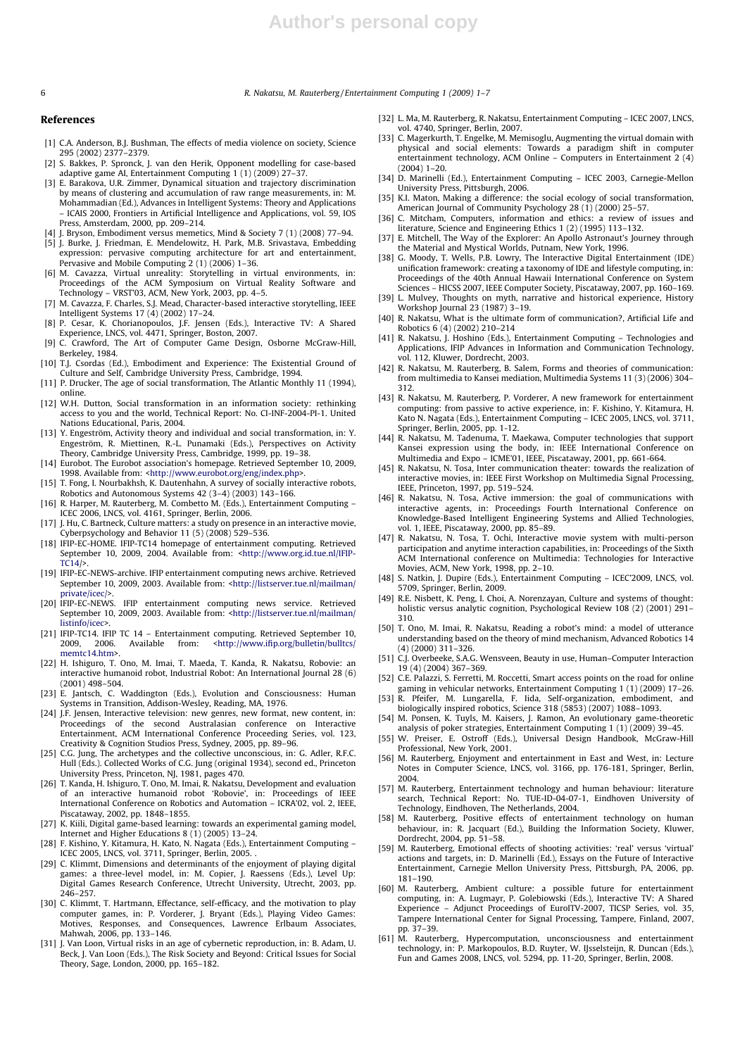## References

[1] C.A. Anderson, B.J. Bushman, The effects of media violence on society, Science 295 (2002) 2377–2379.

[2] S. Bakkes, P. Spronck, J. van den Herik, Opponent modelling for case-based adaptive game AI, Entertainment Computing 1 (1) (2009) 27–37.

[3] E. Barakova, U.R. Zimmer, Dynamical situation and trajectory discrimination by means of clustering and accumulation of raw range measurements, in: M. Mohammadian (Ed.), Advances in Intelligent Systems: Theory and Applications – ICAIS 2000, Frontiers in Artificial Intelligence and Applications, vol. 59, IOS Press, Amsterdam, 2000, pp. 209–214.

[4] J. Bryson, Embodiment versus memetics, Mind & Society 7 (1) (2008) 77–94.

[5] J. Burke, J. Friedman, E. Mendelowitz, H. Park, M.B. Srivastava, Embedding expression: pervasive computing architecture for art and entertainment, Pervasive and Mobile Computing 2 (1) (2006) 1–36.

[6] M. Cavazza, Virtual unreality: Storytelling in virtual environments, in: Proceedings of the ACM Symposium on Virtual Reality Software and Technology – VRST'03, ACM, New York, 2003, pp. 4–5.

[7] M. Cavazza, F. Charles, S.J. Mead, Character-based interactive storytelling, IEEE Intelligent Systems 17 (4) (2002) 17–24.

[8] P. Cesar, K. Chorianopoulos, J.F. Jensen (Eds.), Interactive TV: A Shared Experience, LNCS, vol. 4471, Springer, Boston, 2007.

[9] C. Crawford, The Art of Computer Game Design, Osborne McGraw-Hill, Berkeley, 1984.

[10] T.J. Csordas (Ed.), Embodiment and Experience: The Existential Ground of Culture and Self, Cambridge University Press, Cambridge, 1994.

[11] P. Drucker, The age of social transformation, The Atlantic Monthly 11 (1994), online.

[12] W.H. Dutton, Social transformation in an information society: rethinking access to you and the world, Technical Report: No. CI-INF-2004-PI-1. United Nations Educational, Paris, 2004.

[13] Y. Engeström, Activity theory and individual and social transformation, in: Y. Engeström, R. Miettinen, R.-L. Punamaki (Eds.), Perspectives on Activity Theory, Cambridge University Press, Cambridge, 1999, pp. 19–38.

[14] Eurobot. The Eurobot association's homepage. Retrieved September 10, 2009, 1998. Available from: <http://www.eurobot.org/eng/index.php>.

[15] T. Fong, I. Nourbakhsh, K. Dautenhahn, A survey of socially interactive robots, Robotics and Autonomous Systems 42 (3–4) (2003) 143–166.

[16] R. Harper, M. Rauterberg, M. Combetto M. (Eds.), Entertainment Computing – ICEC 2006, LNCS, vol. 4161, Springer, Berlin, 2006.

[17] J. Hu, C. Bartneck, Culture matters: a study on presence in an interactive movie, Cyberpsychology and Behavior 11 (5) (2008) 529–536.

[18] IFIP-EC-HOME. IFIP-TC14 homepage of entertainment computing. Retrieved September 10, 2009, 2004. Available from: <http://www.org.id.tue.nl/IFIP-TC14/>.

[19] IFIP-EC-NEWS-archive. IFIP entertainment computing news archive. Retrieved September 10, 2009, 2003. Available from: <http://listserver.tue.nl/mailman/private/icec/>.

[20] IFIP-EC-NEWS. IFIP entertainment computing news service. Retrieved September 10, 2009, 2003. Available from: <http://listserver.tue.nl/mailman/listinfo/icec>.

[21] IFIP-TC14. IFIP TC 14 – Entertainment computing. Retrieved September 10, 2009, 2006. Available from: <http://www.ifip.org/bulletin/bulltcs/memtc14.htm>.

[22] H. Ishiguro, T. Ono, M. Imai, T. Maeda, T. Kanda, R. Nakatsu, Robovie: an interactive humanoid robot, Industrial Robot: An International Journal 28 (6) (2001) 498–504.

[23] E. Jantsch, C. Waddington (Eds.), Evolution and Consciousness: Human Systems in Transition, Addison-Wesley, Reading, MA, 1976.

[24] J.F. Jensen, Interactive television: new genres, new format, new content, in: Proceedings of the second Australasian conference on Interactive Entertainment, ACM International Conference Proceeding Series, vol. 123, Creativity & Cognition Studios Press, Sydney, 2005, pp. 89–96.

[25] C.G. Jung, The archetypes and the collective unconscious, in: G. Adler, R.F.C. Hull (Eds.). Collected Works of C.G. Jung (original 1934), second ed., Princeton University Press, Princeton, NJ, 1981, pages 470.

[26] T. Kanda, H. Ishiguro, T. Ono, M. Imai, R. Nakatsu, Development and evaluation of an interactive humanoid robot 'Robovie', in: Proceedings of IEEE International Conference on Robotics and Automation – ICRA'02, vol. 2, IEEE, Piscataway, 2002, pp. 1848–1855.

[27] K. Kiili, Digital game-based learning: towards an experimental gaming model, Internet and Higher Educations 8 (1) (2005) 13–24.

[28] F. Kishino, Y. Kitamura, H. Kato, N. Nagata (Eds.), Entertainment Computing – ICEC 2005, LNCS, vol. 3711, Springer, Berlin, 2005. .

[29] C. Klimmt, Dimensions and determinants of the enjoyment of playing digital games: a three-level model, in: M. Copier, J. Raessens (Eds.), Level Up: Digital Games Research Conference, Utrecht University, Utrecht, 2003, pp. 246–257.

[30] C. Klimmt, T. Hartmann, Effectance, self-efficacy, and the motivation to play computer games, in: P. Vorderer, J. Bryant (Eds.), Playing Video Games: Motives, Responses, and Consequences, Lawrence Erlbaum Associates, Mahwah, 2006, pp. 133–146.

[31] J. Van Loon, Virtual risks in an age of cybernetic reproduction, in: B. Adam, U. Beck, J. Van Loon (Eds.), The Risk Society and Beyond: Critical Issues for Social Theory, Sage, London, 2000, pp. 165–182.

[32] L. Ma, M. Rauterberg, R. Nakatsu, Entertainment Computing – ICEC 2007, LNCS, vol. 4740, Springer, Berlin, 2007.

[33] C. Magerkurth, T. Engelke, M. Memisoglu, Augmenting the virtual domain with physical and social elements: Towards a paradigm shift in computer entertainment technology, ACM Online – Computers in Entertainment 2 (4) (2004) 1–20.

[34] D. Marinelli (Ed.), Entertainment Computing – ICEC 2003, Carnegie-Mellon University Press, Pittsburgh, 2006.

[35] K.I. Maton, Making a difference: the social ecology of social transformation, American Journal of Community Psychology 28 (1) (2000) 25–57.

[36] C. Mitcham, Computers, information and ethics: a review of issues and literature, Science and Engineering Ethics 1 (2) (1995) 113–132.

[37] E. Mitchell, The Way of the Explorer: An Apollo Astronaut's Journey through the Material and Mystical Worlds, Putnam, New York, 1996.

[38] G. Moody, T. Wells, P.B. Lowry, The Interactive Digital Entertainment (IDE) unification framework: creating a taxonomy of IDE and lifestyle computing, in: Proceedings of the 40th Annual Hawaii International Conference on System Sciences – HICSS 2007, IEEE Computer Society, Piscataway, 2007, pp. 160–169.

[39] L. Mulvey, Thoughts on myth, narrative and historical experience, History Workshop Journal 23 (1987) 3–19.

[40] R. Nakatsu, What is the ultimate form of communication?, Artificial Life and Robotics 6 (4) (2002) 210–214

[41] R. Nakatsu, J. Hoshino (Eds.), Entertainment Computing – Technologies and Applications, IFIP Advances in Information and Communication Technology, vol. 112, Kluwer, Dordrecht, 2003.

[42] R. Nakatsu, M. Rauterberg, B. Salem, Forms and theories of communication: from multimedia to Kansei mediation, Multimedia Systems 11 (3) (2006) 304–312.

[43] R. Nakatsu, M. Rauterberg, P. Vorderer, A new framework for entertainment computing: from passive to active experience, in: F. Kishino, Y. Kitamura, H. Kato N. Nagata (Eds.), Entertainment Computing – ICEC 2005, LNCS, vol. 3711, Springer, Berlin, 2005, pp. 1-12.

[44] R. Nakatsu, M. Tadenuma, T. Maekawa, Computer technologies that support Kansei expression using the body, in: IEEE International Conference on Multimedia and Expo – ICME'01, IEEE, Piscataway, 2001, pp. 661-664.

[45] R. Nakatsu, N. Tosa, Inter communication theater: towards the realization of interactive movies, in: IEEE First Workshop on Multimedia Signal Processing, IEEE, Princeton, 1997, pp. 519–524.

[46] R. Nakatsu, N. Tosa, Active immersion: the goal of communications with interactive agents, in: Proceedings Fourth International Conference on Knowledge-Based Intelligent Engineering Systems and Allied Technologies, vol. 1, IEEE, Piscataway, 2000, pp. 85–89.

[47] R. Nakatsu, N. Tosa, T. Ochi, Interactive movie system with multi-person participation and anytime interaction capabilities, in: Proceedings of the Sixth ACM International conference on Multimedia: Technologies for Interactive Movies, ACM, New York, 1998, pp. 2–10.

[48] S. Natkin, J. Dupire (Eds.), Entertainment Computing – ICEC'2009, LNCS, vol. 5709, Springer, Berlin, 2009.

[49] R.E. Nisbett, K. Peng, I. Choi, A. Norenzayan, Culture and systems of thought: holistic versus analytic cognition, Psychological Review 108 (2) (2001) 291–310.

[50] T. Ono, M. Imai, R. Nakatsu, Reading a robot's mind: a model of utterance understanding based on the theory of mind mechanism, Advanced Robotics 14 (4) (2000) 311–326.

[51] C.J. Overbeeke, S.A.G. Wensveen, Beauty in use, Human–Computer Interaction 19 (4) (2004) 367–369.

[52] C.E. Palazzi, S. Ferretti, M. Roccetti, Smart access points on the road for online gaming in vehicular networks, Entertainment Computing 1 (1) (2009) 17–26.

[53] R. Pfeifer, M. Lungarella, F. Iida, Self-organization, embodiment, and biologically inspired robotics, Science 318 (5853) (2007) 1088–1093.

[54] M. Ponsen, K. Tuyls, M. Kaisers, J. Ramon, An evolutionary game-theoretic analysis of poker strategies, Entertainment Computing 1 (1) (2009) 39–45.

[55] W. Preiser, E. Ostroff (Eds.), Universal Design Handbook, McGraw-Hill Professional, New York, 2001.

[56] M. Rauterberg, Enjoyment and entertainment in East and West, in: Lecture Notes in Computer Science, LNCS, vol. 3166, pp. 176-181, Springer, Berlin, 2004.

[57] M. Rauterberg, Entertainment technology and human behaviour: literature search, Technical Report: No. TUE-ID-04-07-1, Eindhoven University of Technology, Eindhoven, The Netherlands, 2004.

[58] M. Rauterberg, Positive effects of entertainment technology on human behaviour, in: R. Jacquart (Ed.), Building the Information Society, Kluwer, Dordrect, 2004, pp. 51–58.

[59] M. Rauterberg, Emotional effects of shooting activities: 'real' versus 'virtual' actions and targets, in: D. Marinelli (Ed.), Essays on the Future of Interactive Entertainment, Carnegie Mellon University Press, Pittsburgh, PA, 2006, pp. 181–190.

[60] M. Rauterberg, Ambient culture: a possible future for entertainment computing, in: A. Lugmayr, P. Golebiowski (Eds.), Interactive TV: A Shared Experience – Adjunct Proceedings of EuroITV-2007, TICSP Series, vol. 35, Tampere International Center for Signal Processing, Tampere, Finland, 2007, pp. 37–39.

[61] M. Rauterberg, Hypercomputation, unconsciousness and entertainment technology, in: P. Markopoulos, B.D. Ruyter, W. IJsselsteijn, R. Duncan (Eds.), Fun and Games 2008, LNCS, vol. 5294, pp. 11-20, Springer, Berlin, 2008.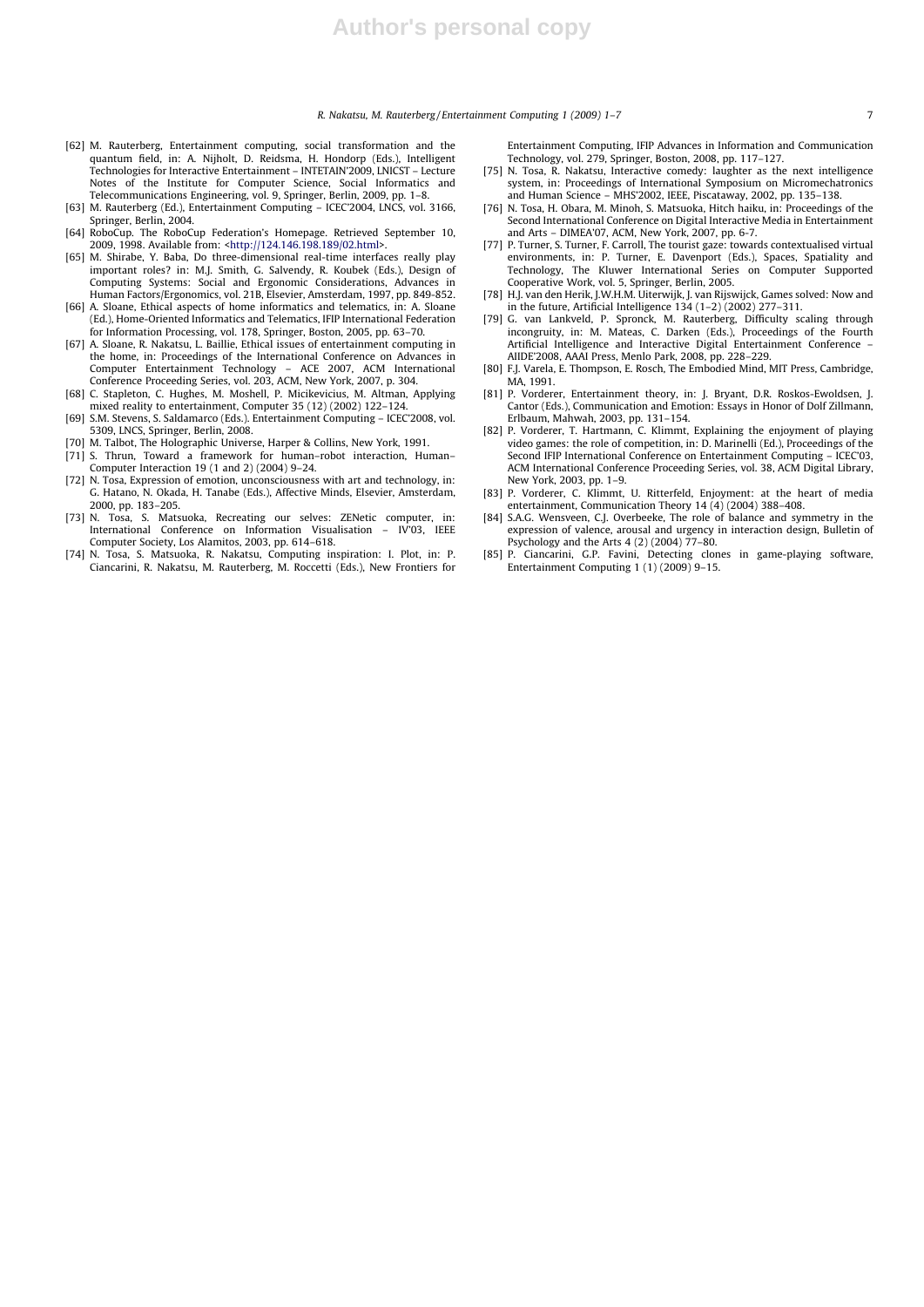[62] M. Rauterberg, Entertainment computing, social transformation and the quantum field, in: A. Nijholt, D. Reidsma, H. Hondorp (Eds.), Intelligent Technologies for Interactive Entertainment – INTETAIN'2009, LNICST – Lecture Notes of the Institute for Computer Science, Social Informatics and Telecommunications Engineering, vol. 9, Springer, Berlin, 2009, pp. 1–8.

[63] M. Rauterberg (Ed.), Entertainment Computing – ICEC'2004, LNCS, vol. 3166, Springer, Berlin, 2004.

[64] RoboCup. The RoboCup Federation's Homepage. Retrieved September 10, 2009, 1998. Available from: <http://124.146.198.189/02.html>.

[65] M. Shirabe, Y. Baba, Do three-dimensional real-time interfaces really play important roles? in: M.J. Smith, G. Salvendy, R. Koubek (Eds.), Design of Computing Systems: Social and Ergonomic Considerations, Advances in Human Factors/Ergonomics, vol. 21B, Elsevier, Amsterdam, 1997, pp. 849-852.

[66] A. Sloane, Ethical aspects of home informatics and telematics, in: A. Sloane (Ed.), Home-Oriented Informatics and Telematics, IFIP International Federation for Information Processing, vol. 178, Springer, Boston, 2005, pp. 63–70.

[67] A. Sloane, R. Nakatsu, L. Baillie, Ethical issues of entertainment computing in the home, in: Proceedings of the International Conference on Advances in Computer Entertainment Technology – ACE 2007, ACM International Conference Proceeding Series, vol. 203, ACM, New York, 2007, p. 304.

[68] C. Stapleton, C. Hughes, M. Moshell, P. Micikevicius, M. Altman, Applying mixed reality to entertainment, Computer 35 (12) (2002) 122–124.

[69] S.M. Stevens, S. Saldamarco (Eds.). Entertainment Computing – ICEC'2008, vol. 5309, LNCS, Springer, Berlin, 2008.

[70] M. Talbot, The Holographic Universe, Harper & Collins, New York, 1991.

[71] S. Thrun, Toward a framework for human–robot interaction, Human–Computer Interaction 19 (1 and 2) (2004) 9–24.

[72] N. Tosa, Expression of emotion, unconsciousness with art and technology, in: G. Hatano, N. Okada, H. Tanabe (Eds.), Affective Minds, Elsevier, Amsterdam, 2000, pp. 183–205.

[73] N. Tosa, S. Matsuoka, Recreating our selves: ZENetic computer, in: International Conference on Information Visualisation – IV'03, IEEE Computer Society, Los Alamitos, 2003, pp. 614–618.

[74] N. Tosa, S. Matsuoka, R. Nakatsu, Computing inspiration: I. Plot, in: P. Ciancarini, R. Nakatsu, M. Rauterberg, M. Roccetti (Eds.), New Frontiers for Entertainment Computing, IFIP Advances in Information and Communication Technology, vol. 279, Springer, Boston, 2008, pp. 117–127.

[75] N. Tosa, R. Nakatsu, Interactive comedy: laughter as the next intelligence system, in: Proceedings of International Symposium on Micromechatronics and Human Science – MHS'2002, IEEE, Piscataway, 2002, pp. 135–138.

[76] N. Tosa, H. Obara, M. Minoh, S. Matsuoka, Hitch haiku, in: Proceedings of the Second International Conference on Digital Interactive Media in Entertainment and Arts – DIMEA'07, ACM, New York, 2007, pp. 6-7.

[77] P. Turner, S. Turner, F. Carroll, The tourist gaze: towards contextualised virtual environments, in: P. Turner, E. Davenport (Eds.), Spaces, Spatiality and Technology, The Kluwer International Series on Computer Supported Cooperative Work, vol. 5, Springer, Berlin, 2005.

[78] H.J. van den Herik, J.W.H.M. Uiterwijk, J. van Rijswijck, Games solved: Now and in the future, Artificial Intelligence 134 (1–2) (2002) 277–311.

[79] G. van Lankveld, P. Spronck, M. Rauterberg, Difficulty scaling through incongruity, in: M. Mateas, C. Darken (Eds.), Proceedings of the Fourth Artificial Intelligence and Interactive Digital Entertainment Conference – AIIDE'2008, AAAI Press, Menlo Park, 2008, pp. 228–229.

[80] F.J. Varela, E. Thompson, E. Rosch, The Embodied Mind, MIT Press, Cambridge, MA, 1991.

[81] P. Vorderer, Entertainment theory, in: J. Bryant, D.R. Roskos-Ewoldsen, J. Cantor (Eds.), Communication and Emotion: Essays in Honor of Dolf Zillmann, Erlbaum, Mahwah, 2003, pp. 131–154.

[82] P. Vorderer, T. Hartmann, C. Klimmt, Explaining the enjoyment of playing video games: the role of competition, in: D. Marinelli (Ed.), Proceedings of the Second IFIP International Conference on Entertainment Computing – ICEC'03, ACM International Conference Proceeding Series, vol. 38, ACM Digital Library, New York, 2003, pp. 1–9.

[83] P. Vorderer, C. Klimmt, U. Ritterfeld, Enjoyment: at the heart of media entertainment, Communication Theory 14 (4) (2004) 388–408.

[84] S.A.G. Wensveen, C.J. Overbeeke, The role of balance and symmetry in the expression of valence, arousal and urgency in interaction design, Bulletin of Psychology and the Arts 4 (2) (2004) 77–80.

[85] P. Ciancarini, G.P. Favini, Detecting clones in game-playing software, Entertainment Computing 1 (1) (2009) 9–15.